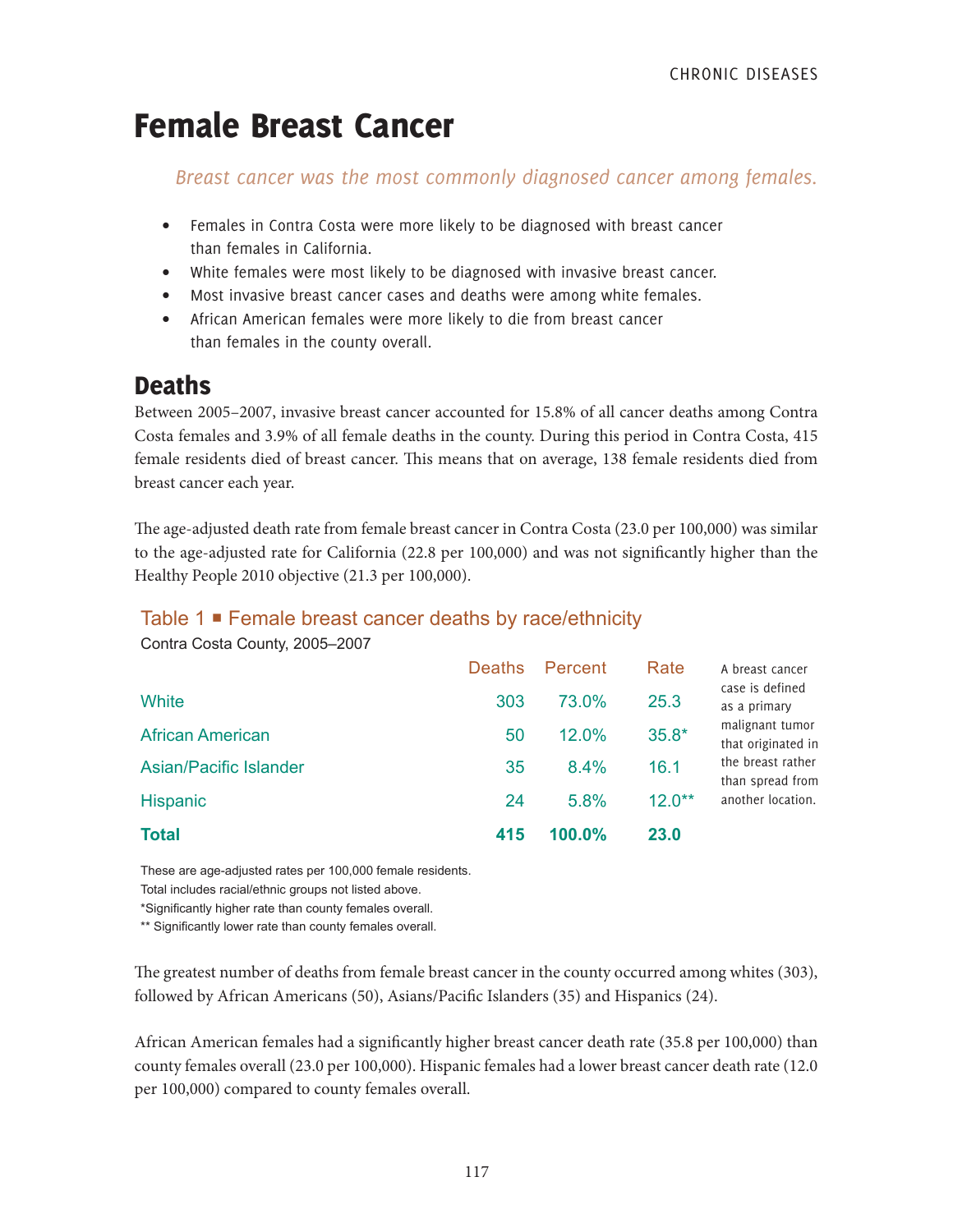# Female Breast Cancer

*Breast cancer was the most commonly diagnosed cancer among females.*

- Females in Contra Costa were more likely to be diagnosed with breast cancer than females in California.
- White females were most likely to be diagnosed with invasive breast cancer.
- Most invasive breast cancer cases and deaths were among white females.
- African American females were more likely to die from breast cancer than females in the county overall.

## Deaths

Between 2005–2007, invasive breast cancer accounted for 15.8% of all cancer deaths among Contra Costa females and 3.9% of all female deaths in the county. During this period in Contra Costa, 415 female residents died of breast cancer. This means that on average, 138 female residents died from breast cancer each year.

The age-adjusted death rate from female breast cancer in Contra Costa (23.0 per 100,000) was similar to the age-adjusted rate for California (22.8 per 100,000) and was not significantly higher than the Healthy People 2010 objective (21.3 per 100,000).

### Table 1 ▪ Female breast cancer deaths by race/ethnicity

Contra Costa County, 2005–2007

| | Deaths | Percent | Rate |
|---|---|---|---|
| White | 303 | 73.0% | 25.3 |
| African American | 50 | 12.0% | 35.8* |
| Asian/Pacific Islander | 35 | 8.4% | 16.1 |
| Hispanic | 24 | 5.8% | 12.0** |
| **Total** | **415** | **100.0%** | **23.0** |

These are age-adjusted rates per 100,000 female residents.
Total includes racial/ethnic groups not listed above.
*Significantly higher rate than county females overall.
** Significantly lower rate than county females overall.

A breast cancer case is defined as a primary malignant tumor that originated in the breast rather than spread from another location.

The greatest number of deaths from female breast cancer in the county occurred among whites (303), followed by African Americans (50), Asians/Pacific Islanders (35) and Hispanics (24).

African American females had a significantly higher breast cancer death rate (35.8 per 100,000) than county females overall (23.0 per 100,000). Hispanic females had a lower breast cancer death rate (12.0 per 100,000) compared to county females overall.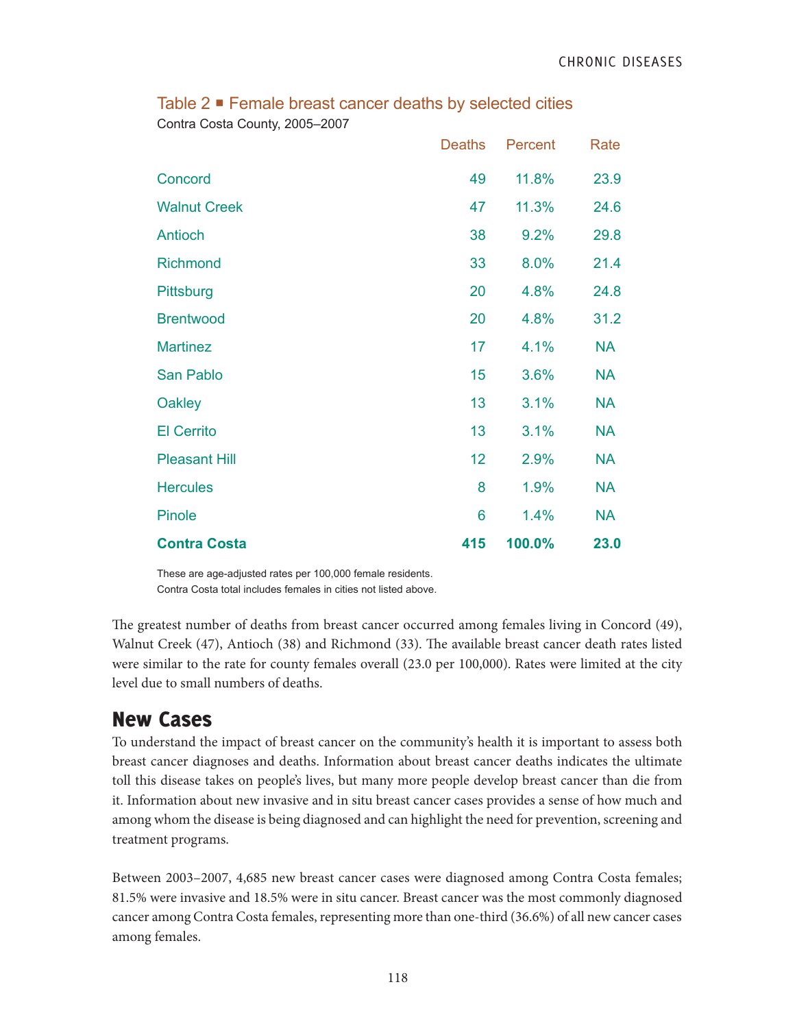### Table 2 ■ Female breast cancer deaths by selected cities

Contra Costa County, 2005–2007

| | Deaths | Percent | Rate |
|---|---|---|---|
| Concord | 49 | 11.8% | 23.9 |
| Walnut Creek | 47 | 11.3% | 24.6 |
| Antioch | 38 | 9.2% | 29.8 |
| Richmond | 33 | 8.0% | 21.4 |
| Pittsburg | 20 | 4.8% | 24.8 |
| Brentwood | 20 | 4.8% | 31.2 |
| Martinez | 17 | 4.1% | NA |
| San Pablo | 15 | 3.6% | NA |
| Oakley | 13 | 3.1% | NA |
| El Cerrito | 13 | 3.1% | NA |
| Pleasant Hill | 12 | 2.9% | NA |
| Hercules | 8 | 1.9% | NA |
| Pinole | 6 | 1.4% | NA |
| **Contra Costa** | **415** | **100.0%** | **23.0** |

These are age-adjusted rates per 100,000 female residents.
Contra Costa total includes females in cities not listed above.

The greatest number of deaths from breast cancer occurred among females living in Concord (49), Walnut Creek (47), Antioch (38) and Richmond (33). The available breast cancer death rates listed were similar to the rate for county females overall (23.0 per 100,000). Rates were limited at the city level due to small numbers of deaths.

## New Cases

To understand the impact of breast cancer on the community's health it is important to assess both breast cancer diagnoses and deaths. Information about breast cancer deaths indicates the ultimate toll this disease takes on people's lives, but many more people develop breast cancer than die from it. Information about new invasive and in situ breast cancer cases provides a sense of how much and among whom the disease is being diagnosed and can highlight the need for prevention, screening and treatment programs.

Between 2003–2007, 4,685 new breast cancer cases were diagnosed among Contra Costa females; 81.5% were invasive and 18.5% were in situ cancer. Breast cancer was the most commonly diagnosed cancer among Contra Costa females, representing more than one-third (36.6%) of all new cancer cases among females.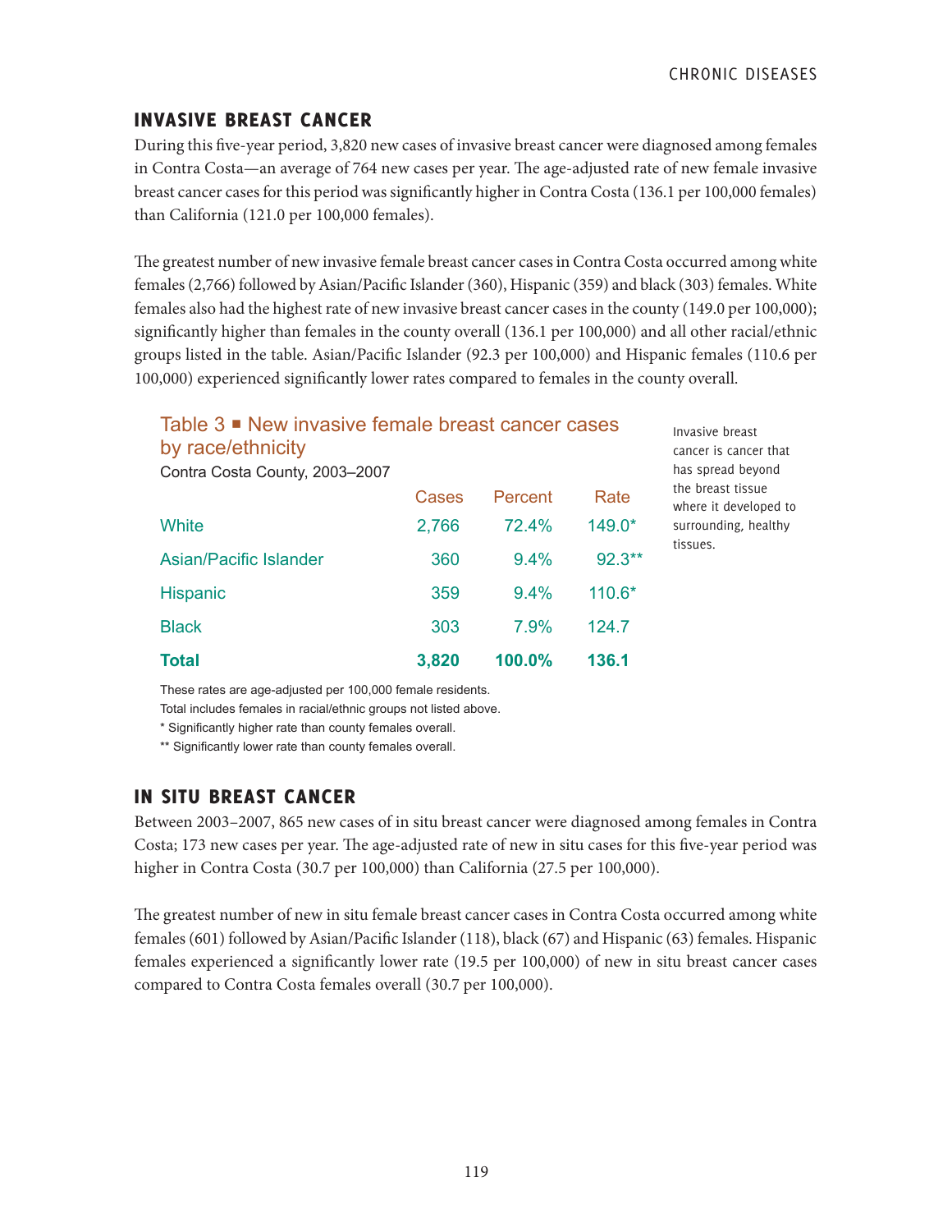## INVASIVE BREAST CANCER

During this five-year period, 3,820 new cases of invasive breast cancer were diagnosed among females in Contra Costa—an average of 764 new cases per year. The age-adjusted rate of new female invasive breast cancer cases for this period was significantly higher in Contra Costa (136.1 per 100,000 females) than California (121.0 per 100,000 females).

The greatest number of new invasive female breast cancer cases in Contra Costa occurred among white females (2,766) followed by Asian/Pacific Islander (360), Hispanic (359) and black (303) females. White females also had the highest rate of new invasive breast cancer cases in the county (149.0 per 100,000); significantly higher than females in the county overall (136.1 per 100,000) and all other racial/ethnic groups listed in the table. Asian/Pacific Islander (92.3 per 100,000) and Hispanic females (110.6 per 100,000) experienced significantly lower rates compared to females in the county overall.

### Table 3 ■ New invasive female breast cancer cases by race/ethnicity

Contra Costa County, 2003–2007

| | Cases | Percent | Rate |
|---|---|---|---|
| White | 2,766 | 72.4% | 149.0* |
| Asian/Pacific Islander | 360 | 9.4% | 92.3** |
| Hispanic | 359 | 9.4% | 110.6* |
| Black | 303 | 7.9% | 124.7 |
| **Total** | **3,820** | **100.0%** | **136.1** |

These rates are age-adjusted per 100,000 female residents.
Total includes females in racial/ethnic groups not listed above.
* Significantly higher rate than county females overall.
** Significantly lower rate than county females overall.

Invasive breast cancer is cancer that has spread beyond the breast tissue where it developed to surrounding, healthy tissues.

## IN SITU BREAST CANCER

Between 2003–2007, 865 new cases of in situ breast cancer were diagnosed among females in Contra Costa; 173 new cases per year. The age-adjusted rate of new in situ cases for this five-year period was higher in Contra Costa (30.7 per 100,000) than California (27.5 per 100,000).

The greatest number of new in situ female breast cancer cases in Contra Costa occurred among white females (601) followed by Asian/Pacific Islander (118), black (67) and Hispanic (63) females. Hispanic females experienced a significantly lower rate (19.5 per 100,000) of new in situ breast cancer cases compared to Contra Costa females overall (30.7 per 100,000).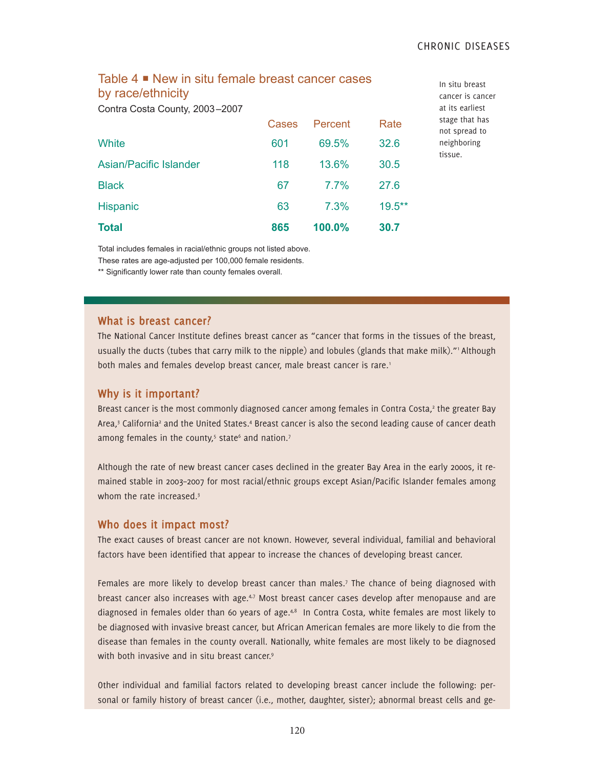## Table 4 ■ New in situ female breast cancer cases by race/ethnicity

Contra Costa County, 2003–2007

| | Cases | Percent | Rate |
|---|---|---|---|
| White | 601 | 69.5% | 32.6 |
| Asian/Pacific Islander | 118 | 13.6% | 30.5 |
| Black | 67 | 7.7% | 27.6 |
| Hispanic | 63 | 7.3% | 19.5** |
| **Total** | **865** | **100.0%** | **30.7** |

Total includes females in racial/ethnic groups not listed above.
These rates are age-adjusted per 100,000 female residents.
** Significantly lower rate than county females overall.

In situ breast cancer is cancer at its earliest stage that has not spread to neighboring tissue.

### What is breast cancer?

The National Cancer Institute defines breast cancer as "cancer that forms in the tissues of the breast, usually the ducts (tubes that carry milk to the nipple) and lobules (glands that make milk)."[1] Although both males and females develop breast cancer, male breast cancer is rare.[1]

### Why is it important?

Breast cancer is the most commonly diagnosed cancer among females in Contra Costa,[2] the greater Bay Area,[3] California[2] and the United States.[4] Breast cancer is also the second leading cause of cancer death among females in the county,[5] state[6] and nation.[7]

Although the rate of new breast cancer cases declined in the greater Bay Area in the early 2000s, it remained stable in 2003–2007 for most racial/ethnic groups except Asian/Pacific Islander females among whom the rate increased.[3]

### Who does it impact most?

The exact causes of breast cancer are not known. However, several individual, familial and behavioral factors have been identified that appear to increase the chances of developing breast cancer.

Females are more likely to develop breast cancer than males.[7] The chance of being diagnosed with breast cancer also increases with age.[4,7] Most breast cancer cases develop after menopause and are diagnosed in females older than 60 years of age.[4,8] In Contra Costa, white females are most likely to be diagnosed with invasive breast cancer, but African American females are more likely to die from the disease than females in the county overall. Nationally, white females are most likely to be diagnosed with both invasive and in situ breast cancer.[9]

Other individual and familial factors related to developing breast cancer include the following: personal or family history of breast cancer (i.e., mother, daughter, sister); abnormal breast cells and ge-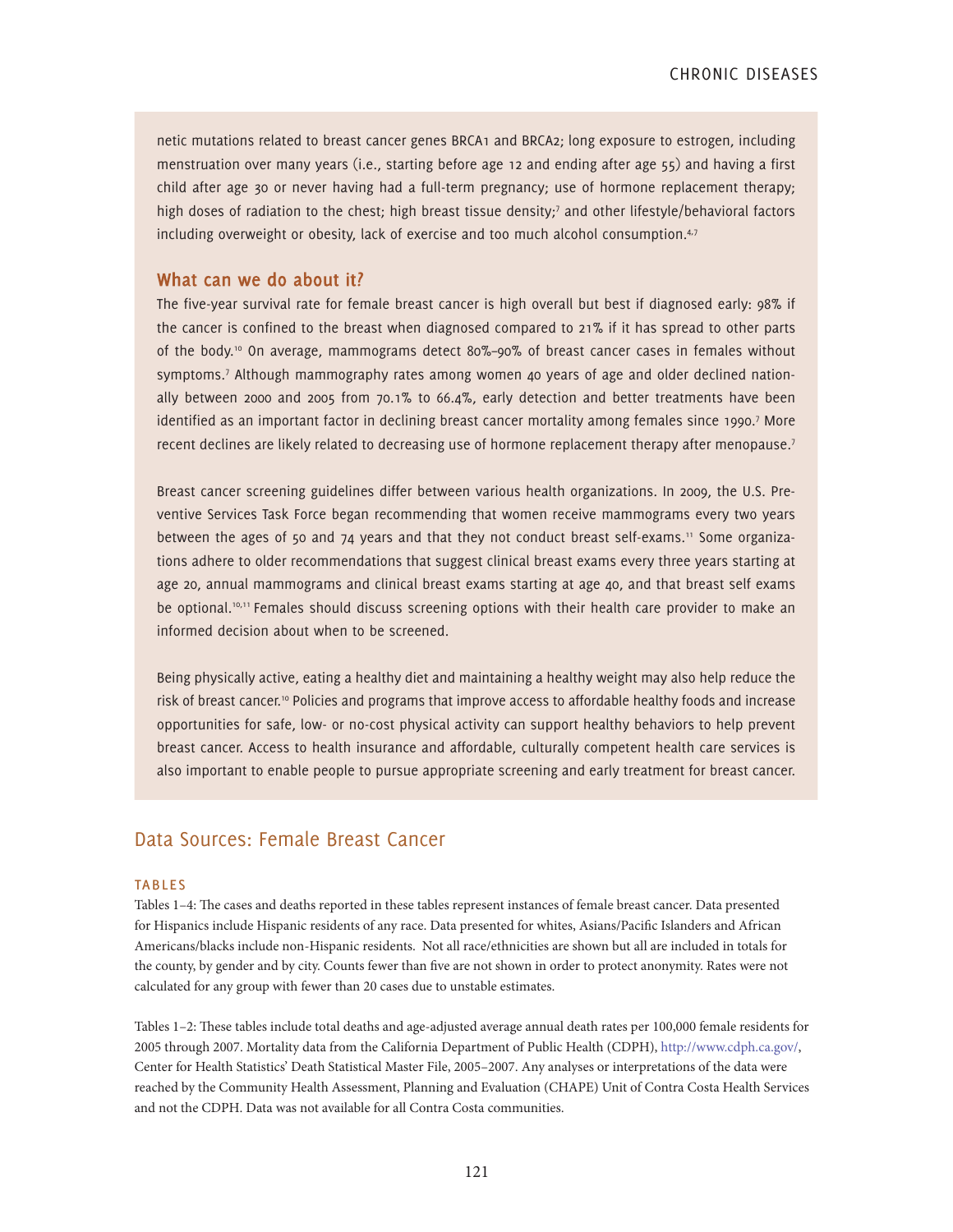netic mutations related to breast cancer genes BRCA1 and BRCA2; long exposure to estrogen, including menstruation over many years (i.e., starting before age 12 and ending after age 55) and having a first child after age 30 or never having had a full-term pregnancy; use of hormone replacement therapy; high doses of radiation to the chest; high breast tissue density;[7] and other lifestyle/behavioral factors including overweight or obesity, lack of exercise and too much alcohol consumption.[4,7]

### What can we do about it?

The five-year survival rate for female breast cancer is high overall but best if diagnosed early: 98% if the cancer is confined to the breast when diagnosed compared to 21% if it has spread to other parts of the body.[10] On average, mammograms detect 80%–90% of breast cancer cases in females without symptoms.[7] Although mammography rates among women 40 years of age and older declined nationally between 2000 and 2005 from 70.1% to 66.4%, early detection and better treatments have been identified as an important factor in declining breast cancer mortality among females since 1990.[7] More recent declines are likely related to decreasing use of hormone replacement therapy after menopause.[7]

Breast cancer screening guidelines differ between various health organizations. In 2009, the U.S. Preventive Services Task Force began recommending that women receive mammograms every two years between the ages of 50 and 74 years and that they not conduct breast self-exams.[11] Some organizations adhere to older recommendations that suggest clinical breast exams every three years starting at age 20, annual mammograms and clinical breast exams starting at age 40, and that breast self exams be optional.[10,11] Females should discuss screening options with their health care provider to make an informed decision about when to be screened.

Being physically active, eating a healthy diet and maintaining a healthy weight may also help reduce the risk of breast cancer.[10] Policies and programs that improve access to affordable healthy foods and increase opportunities for safe, low- or no-cost physical activity can support healthy behaviors to help prevent breast cancer. Access to health insurance and affordable, culturally competent health care services is also important to enable people to pursue appropriate screening and early treatment for breast cancer.

## Data Sources: Female Breast Cancer

### TABLES

Tables 1–4: The cases and deaths reported in these tables represent instances of female breast cancer. Data presented for Hispanics include Hispanic residents of any race. Data presented for whites, Asians/Pacific Islanders and African Americans/blacks include non-Hispanic residents. Not all race/ethnicities are shown but all are included in totals for the county, by gender and by city. Counts fewer than five are not shown in order to protect anonymity. Rates were not calculated for any group with fewer than 20 cases due to unstable estimates.

Tables 1–2: These tables include total deaths and age-adjusted average annual death rates per 100,000 female residents for 2005 through 2007. Mortality data from the California Department of Public Health (CDPH), http://www.cdph.ca.gov/, Center for Health Statistics' Death Statistical Master File, 2005–2007. Any analyses or interpretations of the data were reached by the Community Health Assessment, Planning and Evaluation (CHAPE) Unit of Contra Costa Health Services and not the CDPH. Data was not available for all Contra Costa communities.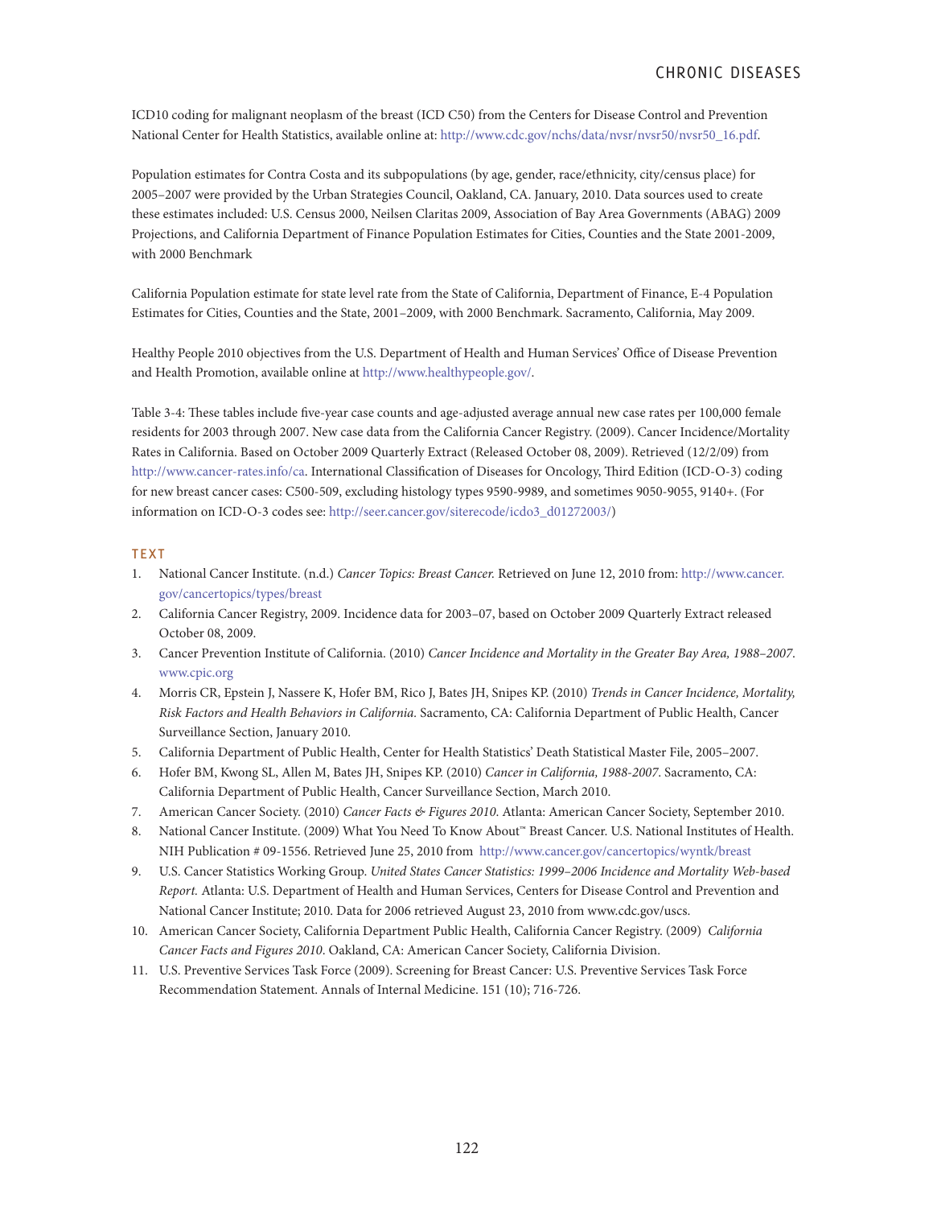ICD10 coding for malignant neoplasm of the breast (ICD C50) from the Centers for Disease Control and Prevention National Center for Health Statistics, available online at: http://www.cdc.gov/nchs/data/nvsr/nvsr50/nvsr50_16.pdf.

Population estimates for Contra Costa and its subpopulations (by age, gender, race/ethnicity, city/census place) for 2005–2007 were provided by the Urban Strategies Council, Oakland, CA. January, 2010. Data sources used to create these estimates included: U.S. Census 2000, Neilsen Claritas 2009, Association of Bay Area Governments (ABAG) 2009 Projections, and California Department of Finance Population Estimates for Cities, Counties and the State 2001-2009, with 2000 Benchmark

California Population estimate for state level rate from the State of California, Department of Finance, E-4 Population Estimates for Cities, Counties and the State, 2001–2009, with 2000 Benchmark. Sacramento, California, May 2009.

Healthy People 2010 objectives from the U.S. Department of Health and Human Services' Office of Disease Prevention and Health Promotion, available online at http://www.healthypeople.gov/.

Table 3-4: These tables include five-year case counts and age-adjusted average annual new case rates per 100,000 female residents for 2003 through 2007. New case data from the California Cancer Registry. (2009). Cancer Incidence/Mortality Rates in California. Based on October 2009 Quarterly Extract (Released October 08, 2009). Retrieved (12/2/09) from http://www.cancer-rates.info/ca. International Classification of Diseases for Oncology, Third Edition (ICD-O-3) coding for new breast cancer cases: C500-509, excluding histology types 9590-9989, and sometimes 9050-9055, 9140+. (For information on ICD-O-3 codes see: http://seer.cancer.gov/siterecode/icdo3_d01272003/)

### TEXT

1. National Cancer Institute. (n.d.) *Cancer Topics: Breast Cancer.* Retrieved on June 12, 2010 from: http://www.cancer.gov/cancertopics/types/breast
2. California Cancer Registry, 2009. Incidence data for 2003–07, based on October 2009 Quarterly Extract released October 08, 2009.
3. Cancer Prevention Institute of California. (2010) *Cancer Incidence and Mortality in the Greater Bay Area, 1988–2007*. www.cpic.org
4. Morris CR, Epstein J, Nassere K, Hofer BM, Rico J, Bates JH, Snipes KP. (2010) *Trends in Cancer Incidence, Mortality, Risk Factors and Health Behaviors in California.* Sacramento, CA: California Department of Public Health, Cancer Surveillance Section, January 2010.
5. California Department of Public Health, Center for Health Statistics' Death Statistical Master File, 2005–2007.
6. Hofer BM, Kwong SL, Allen M, Bates JH, Snipes KP. (2010) *Cancer in California, 1988-2007*. Sacramento, CA: California Department of Public Health, Cancer Surveillance Section, March 2010.
7. American Cancer Society. (2010) *Cancer Facts & Figures 2010*. Atlanta: American Cancer Society, September 2010.
8. National Cancer Institute. (2009) What You Need To Know About™ Breast Cancer. U.S. National Institutes of Health. NIH Publication # 09-1556. Retrieved June 25, 2010 from http://www.cancer.gov/cancertopics/wyntk/breast
9. U.S. Cancer Statistics Working Group. *United States Cancer Statistics: 1999–2006 Incidence and Mortality Web-based Report.* Atlanta: U.S. Department of Health and Human Services, Centers for Disease Control and Prevention and National Cancer Institute; 2010. Data for 2006 retrieved August 23, 2010 from www.cdc.gov/uscs.
10. American Cancer Society, California Department Public Health, California Cancer Registry. (2009) *California Cancer Facts and Figures 2010*. Oakland, CA: American Cancer Society, California Division.
11. U.S. Preventive Services Task Force (2009). Screening for Breast Cancer: U.S. Preventive Services Task Force Recommendation Statement. Annals of Internal Medicine. 151 (10); 716-726.